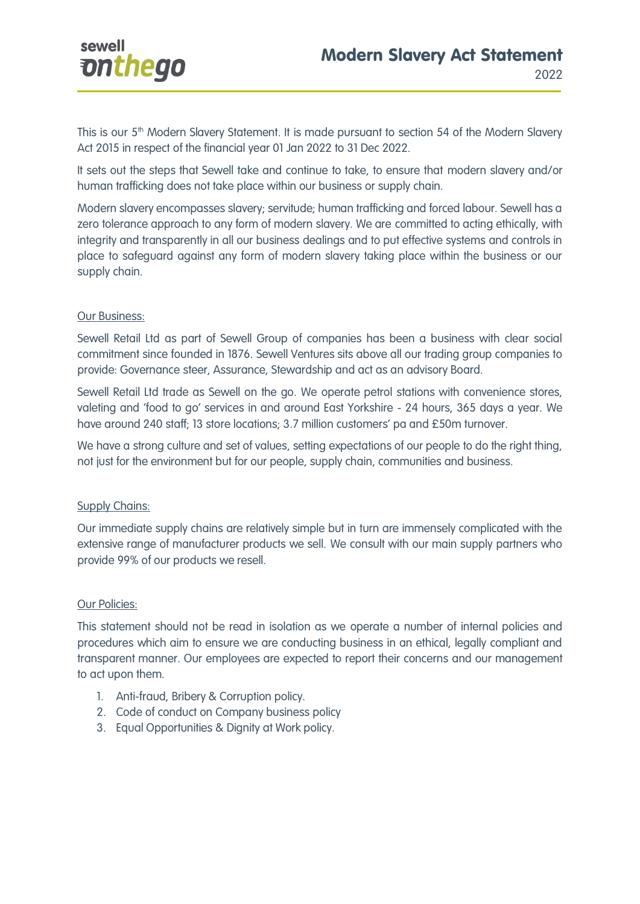sewell **onthego**

# Modern Slavery Act Statement

2022

This is our 5th Modern Slavery Statement. It is made pursuant to section 54 of the Modern Slavery Act 2015 in respect of the financial year 01 Jan 2022 to 31 Dec 2022.

It sets out the steps that Sewell take and continue to take, to ensure that modern slavery and/or human trafficking does not take place within our business or supply chain.

Modern slavery encompasses slavery; servitude; human trafficking and forced labour. Sewell has a zero tolerance approach to any form of modern slavery. We are committed to acting ethically, with integrity and transparently in all our business dealings and to put effective systems and controls in place to safeguard against any form of modern slavery taking place within the business or our supply chain.

## Our Business:

Sewell Retail Ltd as part of Sewell Group of companies has been a business with clear social commitment since founded in 1876. Sewell Ventures sits above all our trading group companies to provide: Governance steer, Assurance, Stewardship and act as an advisory Board.

Sewell Retail Ltd trade as Sewell on the go. We operate petrol stations with convenience stores, valeting and 'food to go' services in and around East Yorkshire - 24 hours, 365 days a year. We have around 240 staff; 13 store locations; 3.7 million customers' pa and £50m turnover.

We have a strong culture and set of values, setting expectations of our people to do the right thing, not just for the environment but for our people, supply chain, communities and business.

## Supply Chains:

Our immediate supply chains are relatively simple but in turn are immensely complicated with the extensive range of manufacturer products we sell. We consult with our main supply partners who provide 99% of our products we resell.

## Our Policies:

This statement should not be read in isolation as we operate a number of internal policies and procedures which aim to ensure we are conducting business in an ethical, legally compliant and transparent manner. Our employees are expected to report their concerns and our management to act upon them.

1. Anti-fraud, Bribery & Corruption policy.
2. Code of conduct on Company business policy
3. Equal Opportunities & Dignity at Work policy.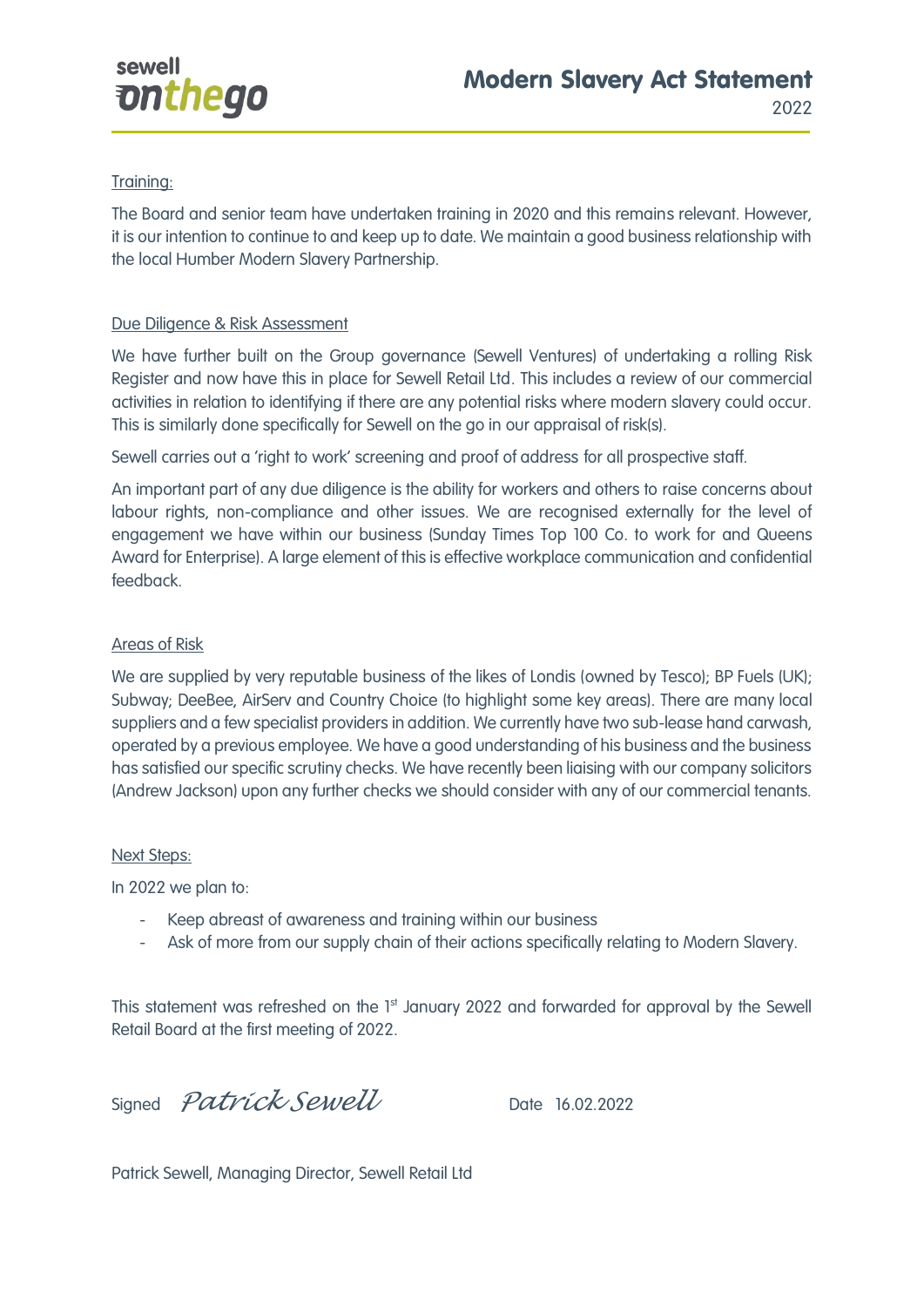Training:

The Board and senior team have undertaken training in 2020 and this remains relevant. However, it is our intention to continue to and keep up to date. We maintain a good business relationship with the local Humber Modern Slavery Partnership.

Due Diligence & Risk Assessment

We have further built on the Group governance (Sewell Ventures) of undertaking a rolling Risk Register and now have this in place for Sewell Retail Ltd. This includes a review of our commercial activities in relation to identifying if there are any potential risks where modern slavery could occur. This is similarly done specifically for Sewell on the go in our appraisal of risk(s).

Sewell carries out a 'right to work' screening and proof of address for all prospective staff.

An important part of any due diligence is the ability for workers and others to raise concerns about labour rights, non-compliance and other issues. We are recognised externally for the level of engagement we have within our business (Sunday Times Top 100 Co. to work for and Queens Award for Enterprise). A large element of this is effective workplace communication and confidential feedback.

Areas of Risk

We are supplied by very reputable business of the likes of Londis (owned by Tesco); BP Fuels (UK); Subway; DeeBee, AirServ and Country Choice (to highlight some key areas). There are many local suppliers and a few specialist providers in addition. We currently have two sub-lease hand carwash, operated by a previous employee. We have a good understanding of his business and the business has satisfied our specific scrutiny checks. We have recently been liaising with our company solicitors (Andrew Jackson) upon any further checks we should consider with any of our commercial tenants.

Next Steps:

In 2022 we plan to:

- Keep abreast of awareness and training within our business
- Ask of more from our supply chain of their actions specifically relating to Modern Slavery.

This statement was refreshed on the 1st January 2022 and forwarded for approval by the Sewell Retail Board at the first meeting of 2022.

Signed *Patrick Sewell* Date 16.02.2022

Patrick Sewell, Managing Director, Sewell Retail Ltd